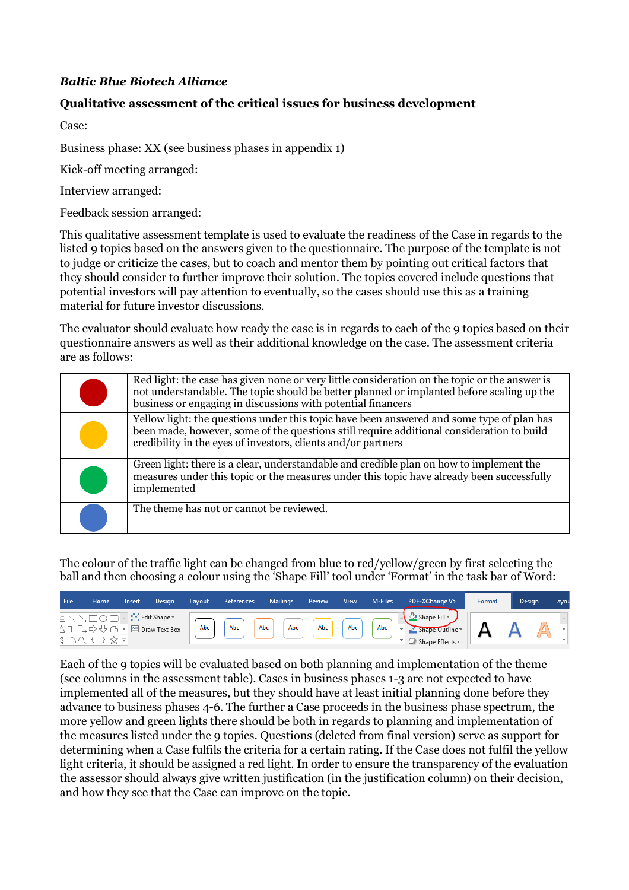***Baltic Blue Biotech Alliance***

**Qualitative assessment of the critical issues for business development**

Case:

Business phase: XX (see business phases in appendix 1)

Kick-off meeting arranged:

Interview arranged:

Feedback session arranged:

This qualitative assessment template is used to evaluate the readiness of the Case in regards to the listed 9 topics based on the answers given to the questionnaire. The purpose of the template is not to judge or criticize the cases, but to coach and mentor them by pointing out critical factors that they should consider to further improve their solution. The topics covered include questions that potential investors will pay attention to eventually, so the cases should use this as a training material for future investor discussions.

The evaluator should evaluate how ready the case is in regards to each of the 9 topics based on their questionnaire answers as well as their additional knowledge on the case. The assessment criteria are as follows:

| | |
|---|---|
| (red) | Red light: the case has given none or very little consideration on the topic or the answer is not understandable. The topic should be better planned or implanted before scaling up the business or engaging in discussions with potential financers |
| (yellow) | Yellow light: the questions under this topic have been answered and some type of plan has been made, however, some of the questions still require additional consideration to build credibility in the eyes of investors, clients and/or partners |
| (green) | Green light: there is a clear, understandable and credible plan on how to implement the measures under this topic or the measures under this topic have already been successfully implemented |
| (blue) | The theme has not or cannot be reviewed. |

The colour of the traffic light can be changed from blue to red/yellow/green by first selecting the ball and then choosing a colour using the 'Shape Fill' tool under 'Format' in the task bar of Word:

Each of the 9 topics will be evaluated based on both planning and implementation of the theme (see columns in the assessment table). Cases in business phases 1-3 are not expected to have implemented all of the measures, but they should have at least initial planning done before they advance to business phases 4-6. The further a Case proceeds in the business phase spectrum, the more yellow and green lights there should be both in regards to planning and implementation of the measures listed under the 9 topics. Questions (deleted from final version) serve as support for determining when a Case fulfils the criteria for a certain rating. If the Case does not fulfil the yellow light criteria, it should be assigned a red light. In order to ensure the transparency of the evaluation the assessor should always give written justification (in the justification column) on their decision, and how they see that the Case can improve on the topic.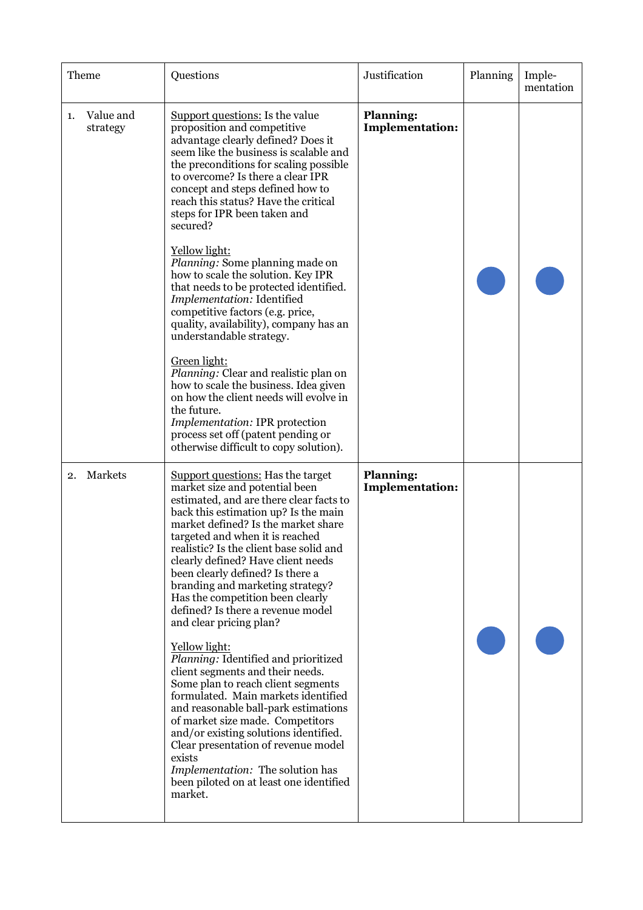| Theme | Questions | Justification | Planning | Imple-mentation |
|---|---|---|---|---|
| 1. Value and strategy | Support questions: Is the value proposition and competitive advantage clearly defined? Does it seem like the business is scalable and the preconditions for scaling possible to overcome? Is there a clear IPR concept and steps defined how to reach this status? Have the critical steps for IPR been taken and secured?<br><br>Yellow light:<br>*Planning:* Some planning made on how to scale the solution. Key IPR that needs to be protected identified.<br>*Implementation:* Identified competitive factors (e.g. price, quality, availability), company has an understandable strategy.<br><br>Green light:<br>*Planning:* Clear and realistic plan on how to scale the business. Idea given on how the client needs will evolve in the future.<br>*Implementation:* IPR protection process set off (patent pending or otherwise difficult to copy solution). | **Planning:**<br>**Implementation:** | ● | ● |
| 2. Markets | Support questions: Has the target market size and potential been estimated, and are there clear facts to back this estimation up? Is the main market defined? Is the market share targeted and when it is reached realistic? Is the client base solid and clearly defined? Have client needs been clearly defined? Is there a branding and marketing strategy? Has the competition been clearly defined? Is there a revenue model and clear pricing plan?<br><br>Yellow light:<br>*Planning:* Identified and prioritized client segments and their needs. Some plan to reach client segments formulated. Main markets identified and reasonable ball-park estimations of market size made. Competitors and/or existing solutions identified. Clear presentation of revenue model exists<br>*Implementation:* The solution has been piloted on at least one identified market. | **Planning:**<br>**Implementation:** | ● | ● |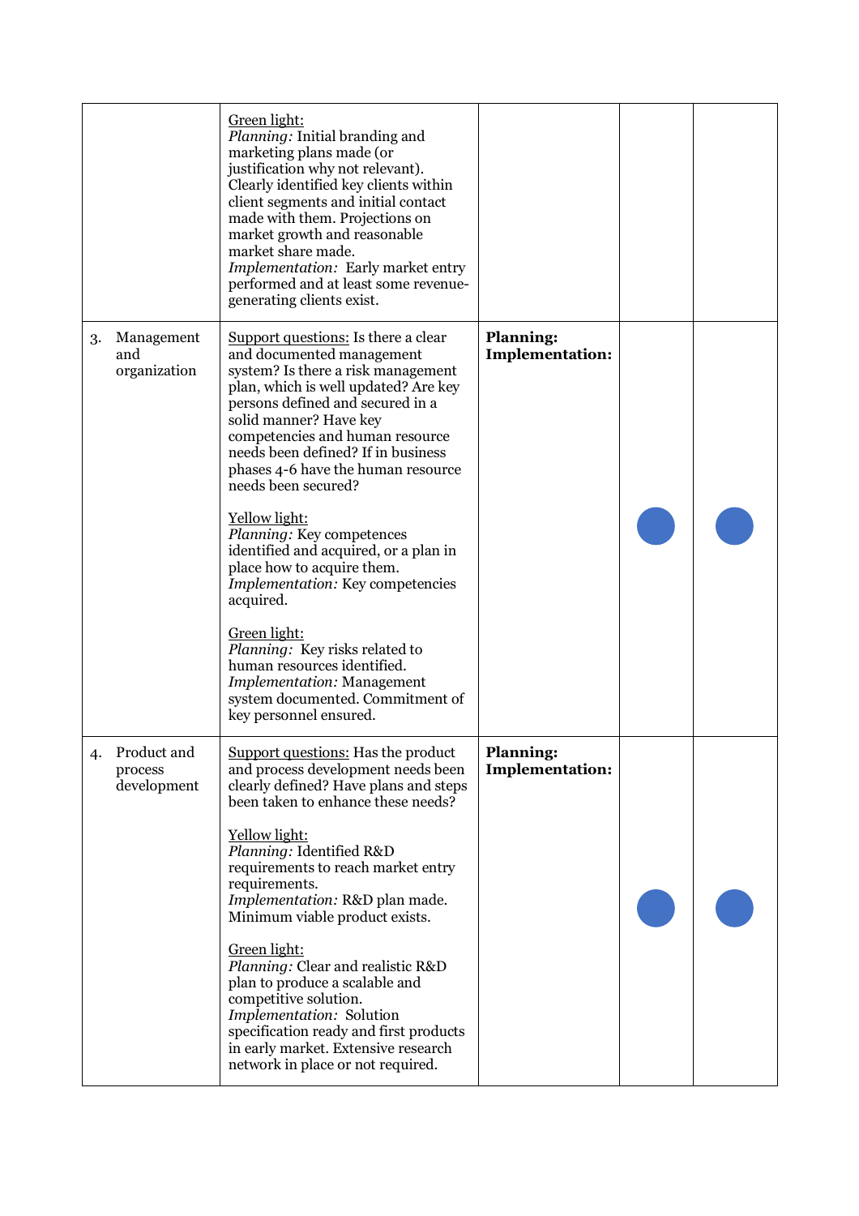| | | | | |
|---|---|---|---|---|
| | Green light:<br>*Planning:* Initial branding and marketing plans made (or justification why not relevant). Clearly identified key clients within client segments and initial contact made with them. Projections on market growth and reasonable market share made.<br>*Implementation:* Early market entry performed and at least some revenue-generating clients exist. | | | |
| 3. Management and organization | Support questions: Is there a clear and documented management system? Is there a risk management plan, which is well updated? Are key persons defined and secured in a solid manner? Have key competencies and human resource needs been defined? If in business phases 4-6 have the human resource needs been secured?<br><br>Yellow light:<br>*Planning:* Key competences identified and acquired, or a plan in place how to acquire them.<br>*Implementation:* Key competencies acquired.<br><br>Green light:<br>*Planning:* Key risks related to human resources identified.<br>*Implementation:* Management system documented. Commitment of key personnel ensured. | **Planning:**<br>**Implementation:** | ● | ● |
| 4. Product and process development | Support questions: Has the product and process development needs been clearly defined? Have plans and steps been taken to enhance these needs?<br><br>Yellow light:<br>*Planning:* Identified R&D requirements to reach market entry requirements.<br>*Implementation:* R&D plan made. Minimum viable product exists.<br><br>Green light:<br>*Planning:* Clear and realistic R&D plan to produce a scalable and competitive solution.<br>*Implementation:* Solution specification ready and first products in early market. Extensive research network in place or not required. | **Planning:**<br>**Implementation:** | ● | ● |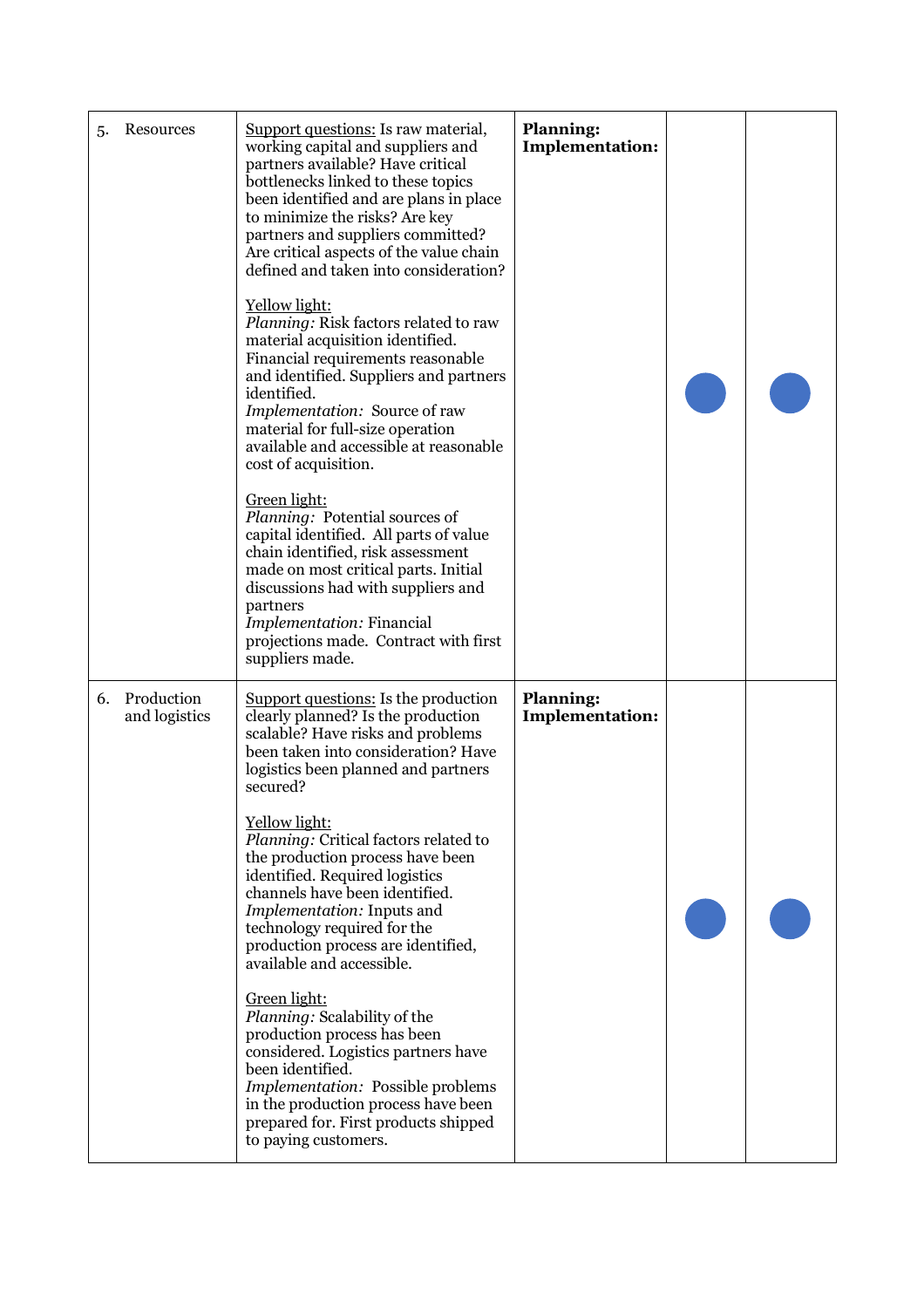| | | | | |
|---|---|---|---|---|
| 5. Resources | <u>Support questions:</u> Is raw material, working capital and suppliers and partners available? Have critical bottlenecks linked to these topics been identified and are plans in place to minimize the risks? Are key partners and suppliers committed? Are critical aspects of the value chain defined and taken into consideration?<br><br><u>Yellow light:</u><br>*Planning:* Risk factors related to raw material acquisition identified. Financial requirements reasonable and identified. Suppliers and partners identified.<br>*Implementation:* Source of raw material for full-size operation available and accessible at reasonable cost of acquisition.<br><br><u>Green light:</u><br>*Planning:* Potential sources of capital identified. All parts of value chain identified, risk assessment made on most critical parts. Initial discussions had with suppliers and partners<br>*Implementation:* Financial projections made. Contract with first suppliers made. | **Planning:**<br>**Implementation:** | ● | ● |
| 6. Production and logistics | <u>Support questions:</u> Is the production clearly planned? Is the production scalable? Have risks and problems been taken into consideration? Have logistics been planned and partners secured?<br><br><u>Yellow light:</u><br>*Planning:* Critical factors related to the production process have been identified. Required logistics channels have been identified.<br>*Implementation:* Inputs and technology required for the production process are identified, available and accessible.<br><br><u>Green light:</u><br>*Planning:* Scalability of the production process has been considered. Logistics partners have been identified.<br>*Implementation:* Possible problems in the production process have been prepared for. First products shipped to paying customers. | **Planning:**<br>**Implementation:** | ● | ● |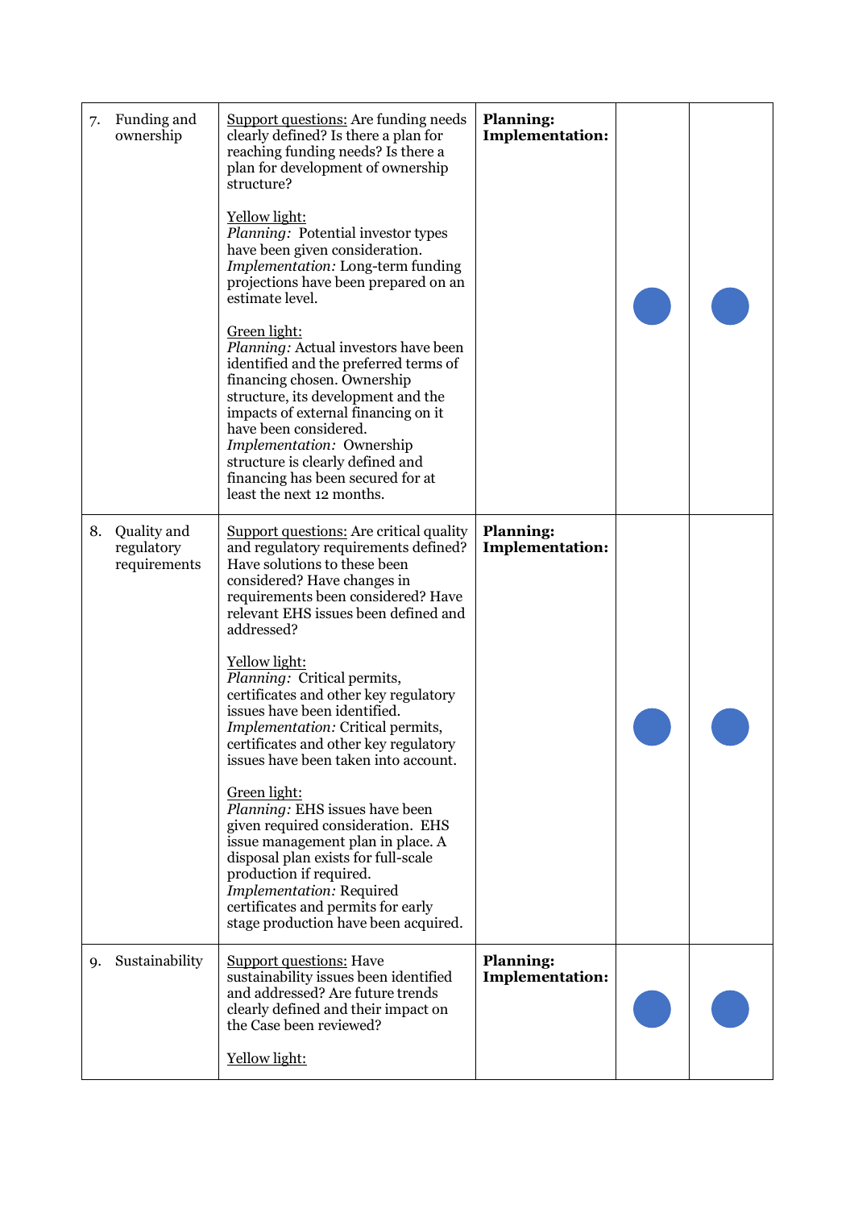| | | | | |
|---|---|---|---|---|
| 7. Funding and ownership | <u>Support questions:</u> Are funding needs clearly defined? Is there a plan for reaching funding needs? Is there a plan for development of ownership structure?<br><br><u>Yellow light:</u><br>*Planning:* Potential investor types have been given consideration.<br>*Implementation:* Long-term funding projections have been prepared on an estimate level.<br><br><u>Green light:</u><br>*Planning:* Actual investors have been identified and the preferred terms of financing chosen. Ownership structure, its development and the impacts of external financing on it have been considered.<br>*Implementation:* Ownership structure is clearly defined and financing has been secured for at least the next 12 months. | **Planning:**<br>**Implementation:** | ● | ● |
| 8. Quality and regulatory requirements | <u>Support questions:</u> Are critical quality and regulatory requirements defined? Have solutions to these been considered? Have changes in requirements been considered? Have relevant EHS issues been defined and addressed?<br><br><u>Yellow light:</u><br>*Planning:* Critical permits, certificates and other key regulatory issues have been identified.<br>*Implementation:* Critical permits, certificates and other key regulatory issues have been taken into account.<br><br><u>Green light:</u><br>*Planning:* EHS issues have been given required consideration. EHS issue management plan in place. A disposal plan exists for full-scale production if required.<br>*Implementation:* Required certificates and permits for early stage production have been acquired. | **Planning:**<br>**Implementation:** | ● | ● |
| 9. Sustainability | <u>Support questions:</u> Have sustainability issues been identified and addressed? Are future trends clearly defined and their impact on the Case been reviewed?<br><br><u>Yellow light:</u> | **Planning:**<br>**Implementation:** | ● | ● |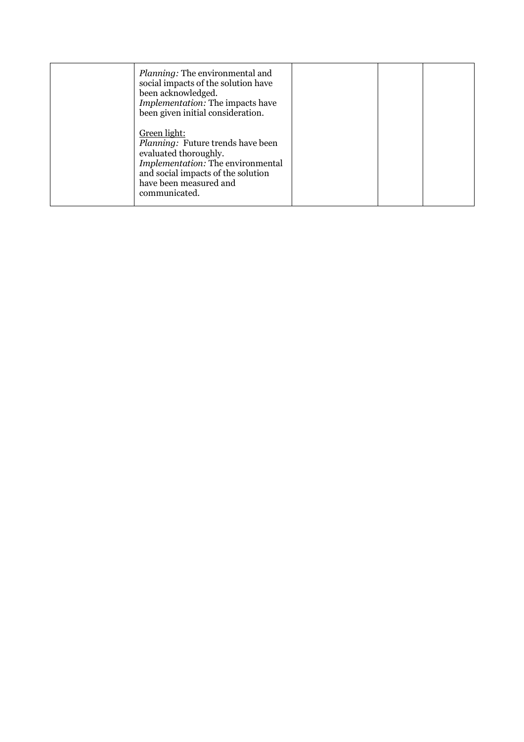| | | | | |
|---|---|---|---|---|
| | *Planning:* The environmental and social impacts of the solution have been acknowledged.<br>*Implementation:* The impacts have been given initial consideration.<br><br><u>Green light:</u><br>*Planning:* Future trends have been evaluated thoroughly.<br>*Implementation:* The environmental and social impacts of the solution have been measured and communicated. | | | |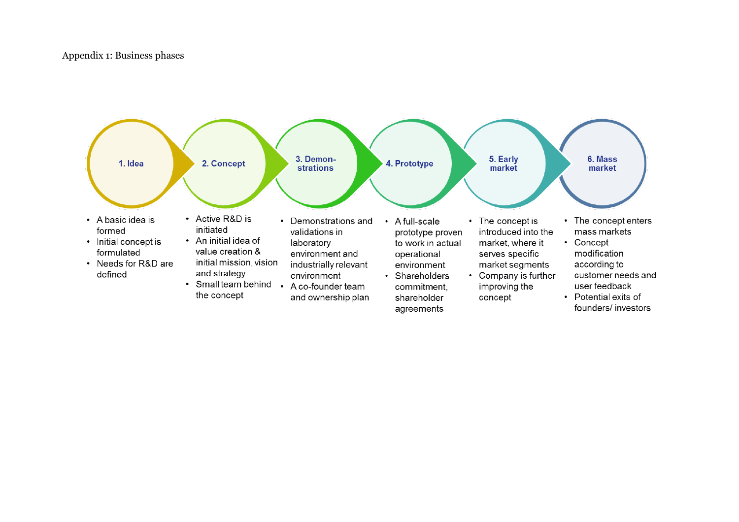Appendix 1: Business phases

**1. Idea**

- A basic idea is formed
- Initial concept is formulated
- Needs for R&D are defined

**2. Concept**

- Active R&D is initiated
- An initial idea of value creation & initial mission, vision and strategy
- Small team behind the concept

**3. Demon-strations**

- Demonstrations and validations in laboratory environment and industrially relevant environment
- A co-founder team and ownership plan

**4. Prototype**

- A full-scale prototype proven to work in actual operational environment
- Shareholders commitment, shareholder agreements

**5. Early market**

- The concept is introduced into the market, where it serves specific market segments
- Company is further improving the concept

**6. Mass market**

- The concept enters mass markets
- Concept modification according to customer needs and user feedback
- Potential exits of founders/ investors